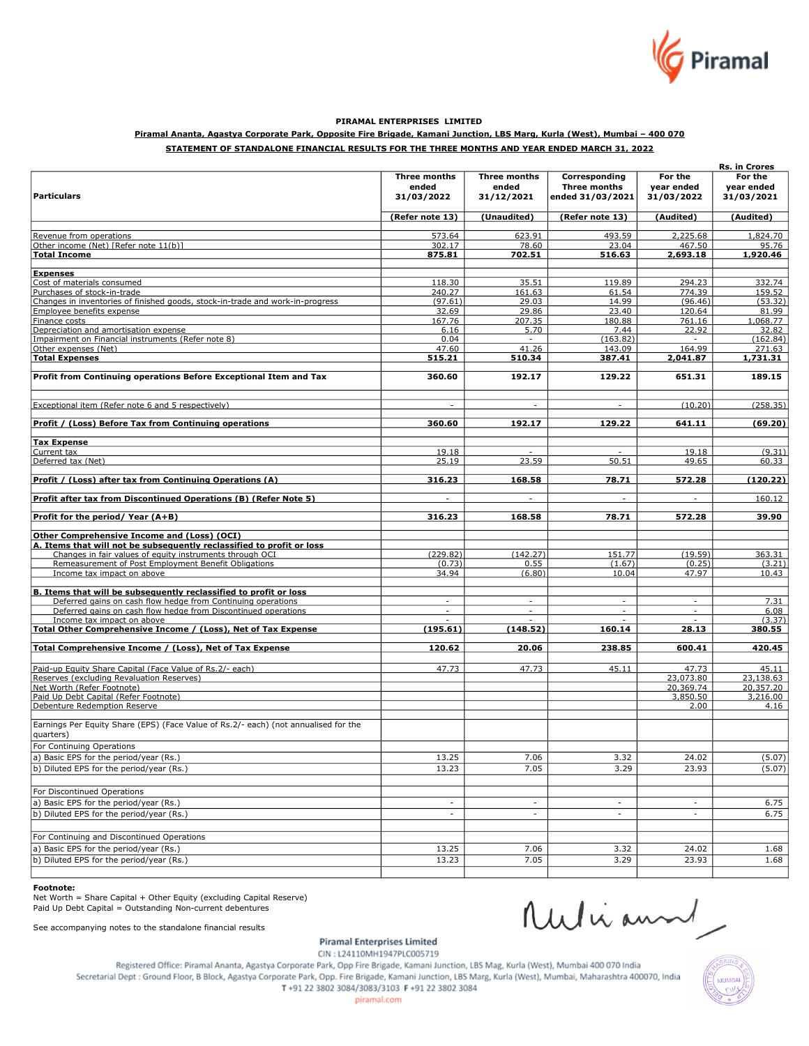**PIRAMAL ENTERPRISES LIMITED**

**Piramal Ananta, Agastya Corporate Park, Opposite Fire Brigade, Kamani Junction, LBS Marg, Kurla (West), Mumbai – 400 070**

**STATEMENT OF STANDALONE FINANCIAL RESULTS FOR THE THREE MONTHS AND YEAR ENDED MARCH 31, 2022**

Rs. in Crores

| Particulars | Three months ended 31/03/2022 | Three months ended 31/12/2021 | Corresponding Three months ended 31/03/2021 | For the year ended 31/03/2022 | For the year ended 31/03/2021 |
|---|---|---|---|---|---|
| | (Refer note 13) | (Unaudited) | (Refer note 13) | (Audited) | (Audited) |
| Revenue from operations | 573.64 | 623.91 | 493.59 | 2,225.68 | 1,824.70 |
| Other income (Net) [Refer note 11(b)] | 302.17 | 78.60 | 23.04 | 467.50 | 95.76 |
| **Total Income** | **875.81** | **702.51** | **516.63** | **2,693.18** | **1,920.46** |
| **Expenses** | | | | | |
| Cost of materials consumed | 118.30 | 35.51 | 119.89 | 294.23 | 332.74 |
| Purchases of stock-in-trade | 240.27 | 161.63 | 61.54 | 774.39 | 159.52 |
| Changes in inventories of finished goods, stock-in-trade and work-in-progress | (97.61) | 29.03 | 14.99 | (96.46) | (53.32) |
| Employee benefits expense | 32.69 | 29.86 | 23.40 | 120.64 | 81.99 |
| Finance costs | 167.76 | 207.35 | 180.88 | 761.16 | 1,068.77 |
| Depreciation and amortisation expense | 6.16 | 5.70 | 7.44 | 22.92 | 32.82 |
| Impairment on Financial instruments (Refer note 8) | 0.04 | - | (163.82) | - | (162.84) |
| Other expenses (Net) | 47.60 | 41.26 | 143.09 | 164.99 | 271.63 |
| **Total Expenses** | **515.21** | **510.34** | **387.41** | **2,041.87** | **1,731.31** |
| **Profit from Continuing operations Before Exceptional Item and Tax** | **360.60** | **192.17** | **129.22** | **651.31** | **189.15** |
| Exceptional item (Refer note 6 and 5 respectively) | - | - | - | (10.20) | (258.35) |
| **Profit / (Loss) Before Tax from Continuing operations** | **360.60** | **192.17** | **129.22** | **641.11** | **(69.20)** |
| **Tax Expense** | | | | | |
| Current tax | 19.18 | - | - | 19.18 | (9.31) |
| Deferred tax (Net) | 25.19 | 23.59 | 50.51 | 49.65 | 60.33 |
| **Profit / (Loss) after tax from Continuing Operations (A)** | **316.23** | **168.58** | **78.71** | **572.28** | **(120.22)** |
| **Profit after tax from Discontinued Operations (B) (Refer Note 5)** | - | - | - | - | 160.12 |
| **Profit for the period/ Year (A+B)** | **316.23** | **168.58** | **78.71** | **572.28** | **39.90** |
| **Other Comprehensive Income and (Loss) (OCI)** | | | | | |
| **A. Items that will not be subsequently reclassified to profit or loss** | | | | | |
| Changes in fair values of equity instruments through OCI | (229.82) | (142.27) | 151.77 | (19.59) | 363.31 |
| Remeasurement of Post Employment Benefit Obligations | (0.73) | 0.55 | (1.67) | (0.25) | (3.21) |
| Income tax impact on above | 34.94 | (6.80) | 10.04 | 47.97 | 10.43 |
| **B. Items that will be subsequently reclassified to profit or loss** | | | | | |
| Deferred gains on cash flow hedge from Continuing operations | - | - | - | - | 7.31 |
| Deferred gains on cash flow hedge from Discontinued operations | - | - | - | - | 6.08 |
| Income tax impact on above | - | - | - | - | (3.37) |
| **Total Other Comprehensive Income / (Loss), Net of Tax Expense** | **(195.61)** | **(148.52)** | **160.14** | **28.13** | **380.55** |
| **Total Comprehensive Income / (Loss), Net of Tax Expense** | **120.62** | **20.06** | **238.85** | **600.41** | **420.45** |
| Paid-up Equity Share Capital (Face Value of Rs.2/- each) | 47.73 | 47.73 | 45.11 | 47.73 | 45.11 |
| Reserves (excluding Revaluation Reserves) | | | | 23,073.80 | 23,138.63 |
| Net Worth (Refer Footnote) | | | | 20,369.74 | 20,357.20 |
| Paid Up Debt Capital (Refer Footnote) | | | | 3,850.50 | 3,216.00 |
| Debenture Redemption Reserve | | | | 2.00 | 4.16 |
| Earnings Per Equity Share (EPS) (Face Value of Rs.2/- each) (not annualised for the quarters) | | | | | |
| For Continuing Operations | | | | | |
| a) Basic EPS for the period/year (Rs.) | 13.25 | 7.06 | 3.32 | 24.02 | (5.07) |
| b) Diluted EPS for the period/year (Rs.) | 13.23 | 7.05 | 3.29 | 23.93 | (5.07) |
| For Discontinued Operations | | | | | |
| a) Basic EPS for the period/year (Rs.) | - | - | - | - | 6.75 |
| b) Diluted EPS for the period/year (Rs.) | - | - | - | - | 6.75 |
| For Continuing and Discontinued Operations | | | | | |
| a) Basic EPS for the period/year (Rs.) | 13.25 | 7.06 | 3.32 | 24.02 | 1.68 |
| b) Diluted EPS for the period/year (Rs.) | 13.23 | 7.05 | 3.29 | 23.93 | 1.68 |

**Footnote:**
Net Worth = Share Capital + Other Equity (excluding Capital Reserve)
Paid Up Debt Capital = Outstanding Non-current debentures

See accompanying notes to the standalone financial results

Piramal Enterprises Limited
CIN : L24110MH1947PLC005719
Registered Office: Piramal Ananta, Agastya Corporate Park, Opp Fire Brigade, Kamani Junction, LBS Mag, Kurla (West), Mumbai 400 070 India
Secretarial Dept : Ground Floor, B Block, Agastya Corporate Park, Opp. Fire Brigade, Kamani Junction, LBS Marg, Kurla (West), Mumbai, Maharashtra 400070, India
T +91 22 3802 3084/3083/3103 F +91 22 3802 3084
piramal.com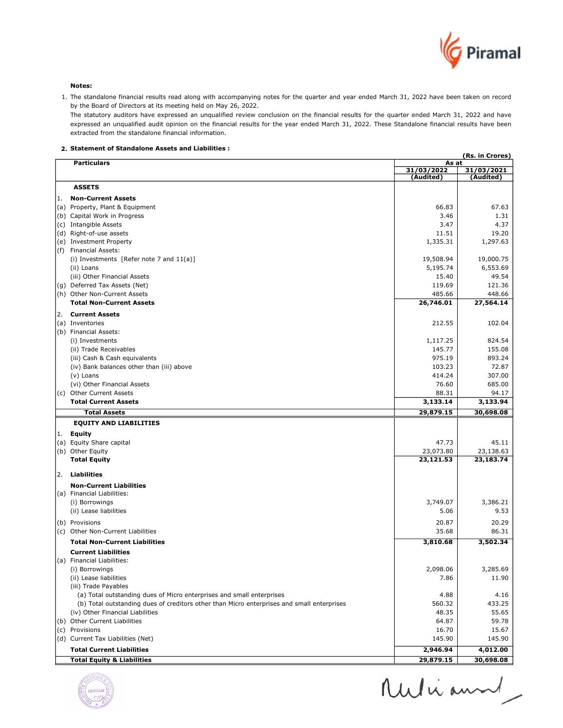**Notes:**

1. The standalone financial results read along with accompanying notes for the quarter and year ended March 31, 2022 have been taken on record by the Board of Directors at its meeting held on May 26, 2022.
   The statutory auditors have expressed an unqualified review conclusion on the financial results for the quarter ended March 31, 2022 and have expressed an unqualified audit opinion on the financial results for the year ended March 31, 2022. These Standalone financial results have been extracted from the standalone financial information.

2. **Statement of Standalone Assets and Liabilities :**

**(Rs. in Crores)**

| Particulars | As at 31/03/2022 (Audited) | As at 31/03/2021 (Audited) |
|---|---|---|
| **ASSETS** | | |
| 1. **Non-Current Assets** | | |
| (a) Property, Plant & Equipment | 66.83 | 67.63 |
| (b) Capital Work in Progress | 3.46 | 1.31 |
| (c) Intangible Assets | 3.47 | 4.37 |
| (d) Right-of-use assets | 11.51 | 19.20 |
| (e) Investment Property | 1,335.31 | 1,297.63 |
| (f) Financial Assets: | | |
| (i) Investments [Refer note 7 and 11(a)] | 19,508.94 | 19,000.75 |
| (ii) Loans | 5,195.74 | 6,553.69 |
| (iii) Other Financial Assets | 15.40 | 49.54 |
| (g) Deferred Tax Assets (Net) | 119.69 | 121.36 |
| (h) Other Non-Current Assets | 485.66 | 448.66 |
| **Total Non-Current Assets** | **26,746.01** | **27,564.14** |
| 2. **Current Assets** | | |
| (a) Inventories | 212.55 | 102.04 |
| (b) Financial Assets: | | |
| (i) Investments | 1,117.25 | 824.54 |
| (ii) Trade Receivables | 145.77 | 155.08 |
| (iii) Cash & Cash equivalents | 975.19 | 893.24 |
| (iv) Bank balances other than (iii) above | 103.23 | 72.87 |
| (v) Loans | 414.24 | 307.00 |
| (vi) Other Financial Assets | 76.60 | 685.00 |
| (c) Other Current Assets | 88.31 | 94.17 |
| **Total Current Assets** | **3,133.14** | **3,133.94** |
| **Total Assets** | **29,879.15** | **30,698.08** |
| **EQUITY AND LIABILITIES** | | |
| 1. **Equity** | | |
| (a) Equity Share capital | 47.73 | 45.11 |
| (b) Other Equity | 23,073.80 | 23,138.63 |
| **Total Equity** | **23,121.53** | **23,183.74** |
| 2. **Liabilities** | | |
| **Non-Current Liabilities** | | |
| (a) Financial Liabilities: | | |
| (i) Borrowings | 3,749.07 | 3,386.21 |
| (ii) Lease liabilities | 5.06 | 9.53 |
| (b) Provisions | 20.87 | 20.29 |
| (c) Other Non-Current Liabilities | 35.68 | 86.31 |
| **Total Non-Current Liabilities** | **3,810.68** | **3,502.34** |
| **Current Liabilities** | | |
| (a) Financial Liabilities: | | |
| (i) Borrowings | 2,098.06 | 3,285.69 |
| (ii) Lease liabilities | 7.86 | 11.90 |
| (iii) Trade Payables | | |
| (a) Total outstanding dues of Micro enterprises and small enterprises | 4.88 | 4.16 |
| (b) Total outstanding dues of creditors other than Micro enterprises and small enterprises | 560.32 | 433.25 |
| (iv) Other Financial Liabilities | 48.35 | 55.65 |
| (b) Other Current Liabilities | 64.87 | 59.78 |
| (c) Provisions | 16.70 | 15.67 |
| (d) Current Tax Liabilities (Net) | 145.90 | 145.90 |
| **Total Current Liabilities** | **2,946.94** | **4,012.00** |
| **Total Equity & Liabilities** | **29,879.15** | **30,698.08** |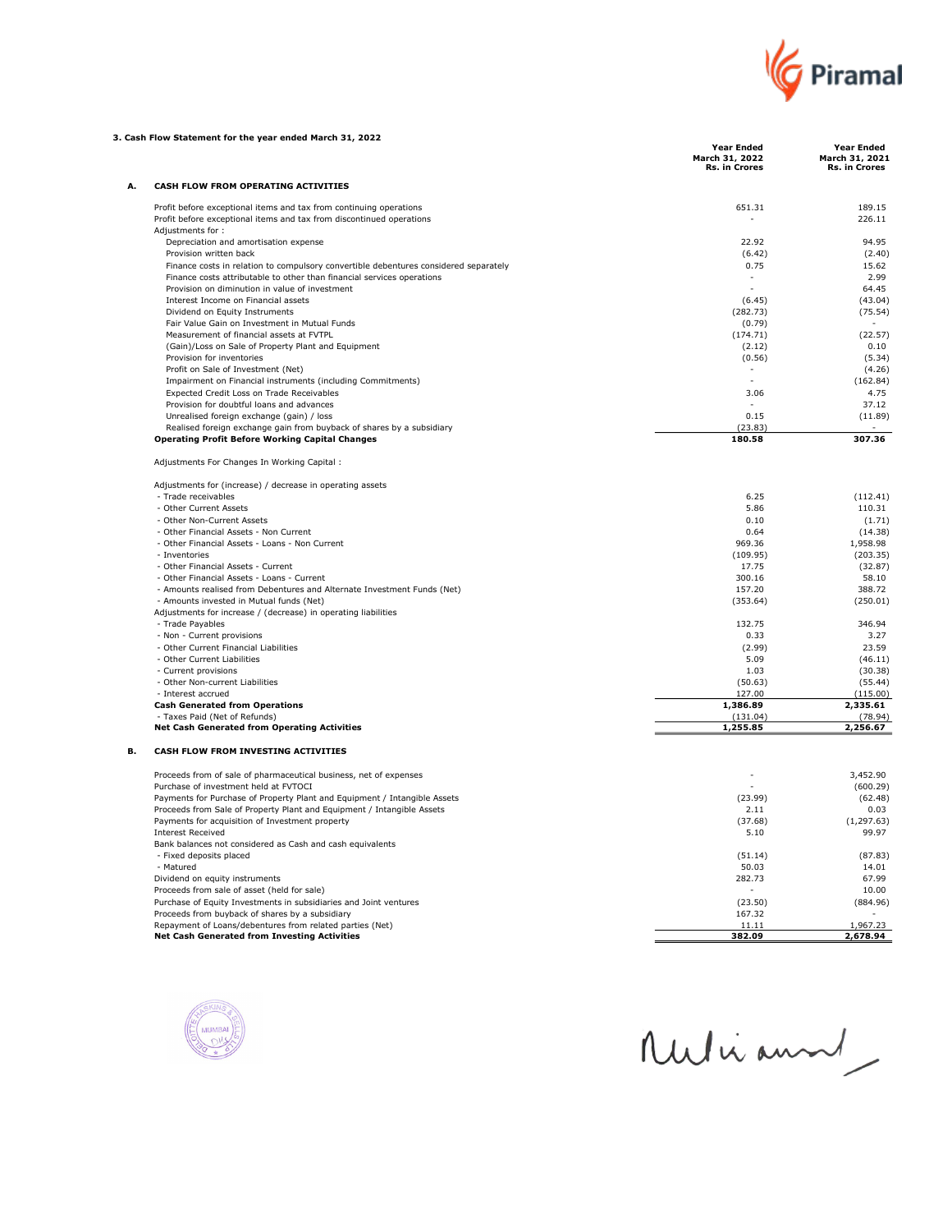### 3. Cash Flow Statement for the year ended March 31, 2022

| | | Year Ended March 31, 2022 Rs. in Crores | Year Ended March 31, 2021 Rs. in Crores |
|---|---|---|---|
| **A.** | **CASH FLOW FROM OPERATING ACTIVITIES** | | |
| | Profit before exceptional items and tax from continuing operations | 651.31 | 189.15 |
| | Profit before exceptional items and tax from discontinued operations | - | 226.11 |
| | Adjustments for : | | |
| | Depreciation and amortisation expense | 22.92 | 94.95 |
| | Provision written back | (6.42) | (2.40) |
| | Finance costs in relation to compulsory convertible debentures considered separately | 0.75 | 15.62 |
| | Finance costs attributable to other than financial services operations | - | 2.99 |
| | Provision on diminution in value of investment | - | 64.45 |
| | Interest Income on Financial assets | (6.45) | (43.04) |
| | Dividend on Equity Instruments | (282.73) | (75.54) |
| | Fair Value Gain on Investment in Mutual Funds | (0.79) | - |
| | Measurement of financial assets at FVTPL | (174.71) | (22.57) |
| | (Gain)/Loss on Sale of Property Plant and Equipment | (2.12) | 0.10 |
| | Provision for inventories | (0.56) | (5.34) |
| | Profit on Sale of Investment (Net) | - | (4.26) |
| | Impairment on Financial instruments (including Commitments) | - | (162.84) |
| | Expected Credit Loss on Trade Receivables | 3.06 | 4.75 |
| | Provision for doubtful loans and advances | - | 37.12 |
| | Unrealised foreign exchange (gain) / loss | 0.15 | (11.89) |
| | Realised foreign exchange gain from buyback of shares by a subsidiary | (23.83) | - |
| | **Operating Profit Before Working Capital Changes** | **180.58** | **307.36** |
| | Adjustments For Changes In Working Capital : | | |
| | Adjustments for (increase) / decrease in operating assets | | |
| | - Trade receivables | 6.25 | (112.41) |
| | - Other Current Assets | 5.86 | 110.31 |
| | - Other Non-Current Assets | 0.10 | (1.71) |
| | - Other Financial Assets - Non Current | 0.64 | (14.38) |
| | - Other Financial Assets - Loans - Non Current | 969.36 | 1,958.98 |
| | - Inventories | (109.95) | (203.35) |
| | - Other Financial Assets - Current | 17.75 | (32.87) |
| | - Other Financial Assets - Loans - Current | 300.16 | 58.10 |
| | - Amounts realised from Debentures and Alternate Investment Funds (Net) | 157.20 | 388.72 |
| | - Amounts invested in Mutual funds (Net) | (353.64) | (250.01) |
| | Adjustments for increase / (decrease) in operating liabilities | | |
| | - Trade Payables | 132.75 | 346.94 |
| | - Non - Current provisions | 0.33 | 3.27 |
| | - Other Current Financial Liabilities | (2.99) | 23.59 |
| | - Other Current Liabilities | 5.09 | (46.11) |
| | - Current provisions | 1.03 | (30.38) |
| | - Other Non-current Liabilities | (50.63) | (55.44) |
| | - Interest accrued | 127.00 | (115.00) |
| | **Cash Generated from Operations** | **1,386.89** | **2,335.61** |
| | - Taxes Paid (Net of Refunds) | (131.04) | (78.94) |
| | **Net Cash Generated from Operating Activities** | **1,255.85** | **2,256.67** |
| **B.** | **CASH FLOW FROM INVESTING ACTIVITIES** | | |
| | Proceeds from of sale of pharmaceutical business, net of expenses | - | 3,452.90 |
| | Purchase of investment held at FVTOCI | - | (600.29) |
| | Payments for Purchase of Property Plant and Equipment / Intangible Assets | (23.99) | (62.48) |
| | Proceeds from Sale of Property Plant and Equipment / Intangible Assets | 2.11 | 0.03 |
| | Payments for acquisition of Investment property | (37.68) | (1,297.63) |
| | Interest Received | 5.10 | 99.97 |
| | Bank balances not considered as Cash and cash equivalents | | |
| | - Fixed deposits placed | (51.14) | (87.83) |
| | - Matured | 50.03 | 14.01 |
| | Dividend on equity instruments | 282.73 | 67.99 |
| | Proceeds from sale of asset (held for sale) | - | 10.00 |
| | Purchase of Equity Investments in subsidiaries and Joint ventures | (23.50) | (884.96) |
| | Proceeds from buyback of shares by a subsidiary | 167.32 | - |
| | Repayment of Loans/debentures from related parties (Net) | 11.11 | 1,967.23 |
| | **Net Cash Generated from Investing Activities** | **382.09** | **2,678.94** |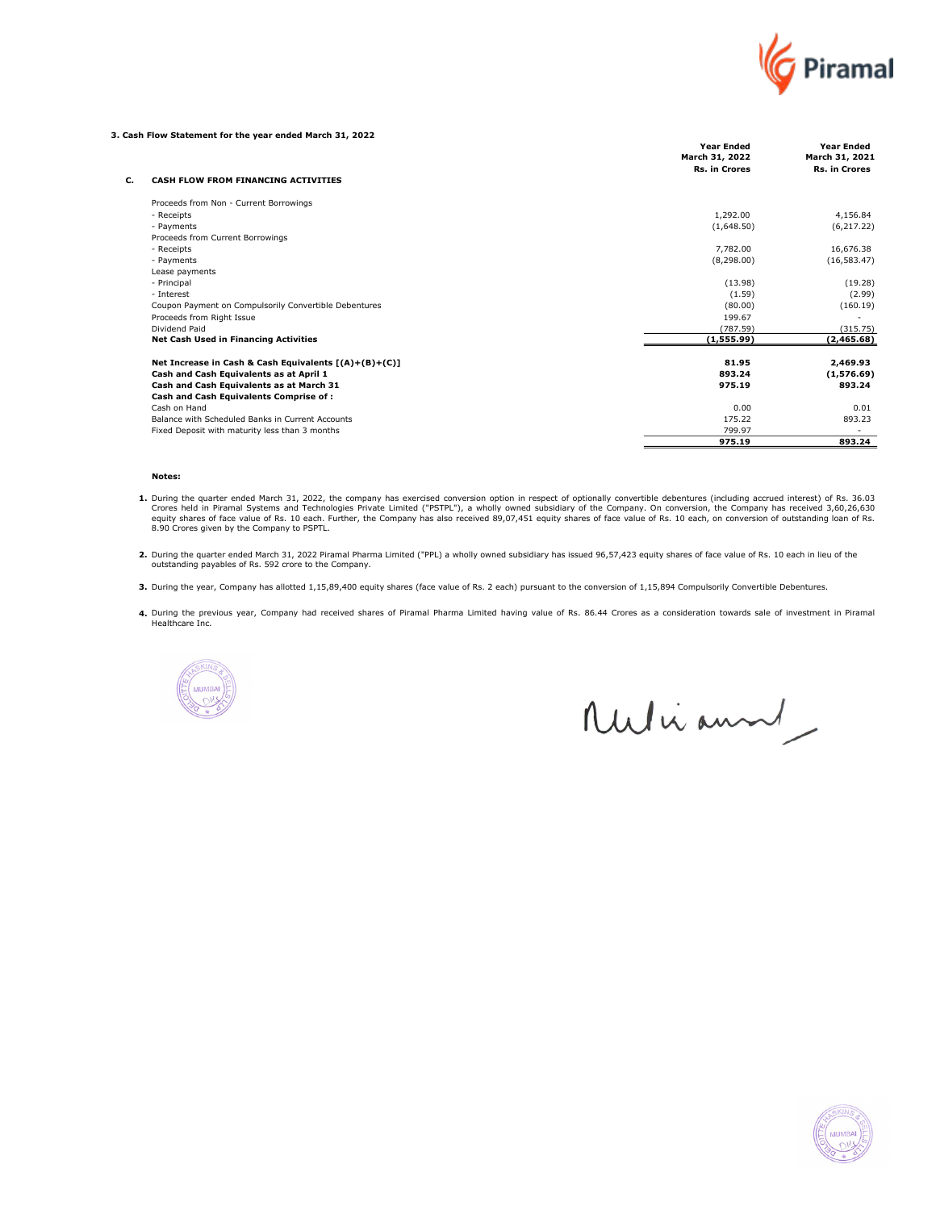### 3. Cash Flow Statement for the year ended March 31, 2022

| | | Year Ended March 31, 2022 Rs. in Crores | Year Ended March 31, 2021 Rs. in Crores |
|---|---|---|---|
| **C.** | **CASH FLOW FROM FINANCING ACTIVITIES** | | |
| | Proceeds from Non - Current Borrowings | | |
| | - Receipts | 1,292.00 | 4,156.84 |
| | - Payments | (1,648.50) | (6,217.22) |
| | Proceeds from Current Borrowings | | |
| | - Receipts | 7,782.00 | 16,676.38 |
| | - Payments | (8,298.00) | (16,583.47) |
| | Lease payments | | |
| | - Principal | (13.98) | (19.28) |
| | - Interest | (1.59) | (2.99) |
| | Coupon Payment on Compulsorily Convertible Debentures | (80.00) | (160.19) |
| | Proceeds from Right Issue | 199.67 | - |
| | Dividend Paid | (787.59) | (315.75) |
| | **Net Cash Used in Financing Activities** | **(1,555.99)** | **(2,465.68)** |
| | **Net Increase in Cash & Cash Equivalents [(A)+(B)+(C)]** | **81.95** | **2,469.93** |
| | **Cash and Cash Equivalents as at April 1** | **893.24** | **(1,576.69)** |
| | **Cash and Cash Equivalents as at March 31** | **975.19** | **893.24** |
| | **Cash and Cash Equivalents Comprise of :** | | |
| | Cash on Hand | 0.00 | 0.01 |
| | Balance with Scheduled Banks in Current Accounts | 175.22 | 893.23 |
| | Fixed Deposit with maturity less than 3 months | 799.97 | - |
| | | **975.19** | **893.24** |

**Notes:**

1. During the quarter ended March 31, 2022, the company has exercised conversion option in respect of optionally convertible debentures (including accrued interest) of Rs. 36.03 Crores held in Piramal Systems and Technologies Private Limited ("PSTPL"), a wholly owned subsidiary of the Company. On conversion, the Company has received 3,60,26,630 equity shares of face value of Rs. 10 each. Further, the Company has also received 89,07,451 equity shares of face value of Rs. 10 each, on conversion of outstanding loan of Rs. 8.90 Crores given by the Company to PSPTL.

2. During the quarter ended March 31, 2022 Piramal Pharma Limited ("PPL) a wholly owned subsidiary has issued 96,57,423 equity shares of face value of Rs. 10 each in lieu of the outstanding payables of Rs. 592 crore to the Company.

3. During the year, Company has allotted 1,15,89,400 equity shares (face value of Rs. 2 each) pursuant to the conversion of 1,15,894 Compulsorily Convertible Debentures.

4. During the previous year, Company had received shares of Piramal Pharma Limited having value of Rs. 86.44 Crores as a consideration towards sale of investment in Piramal Healthcare Inc.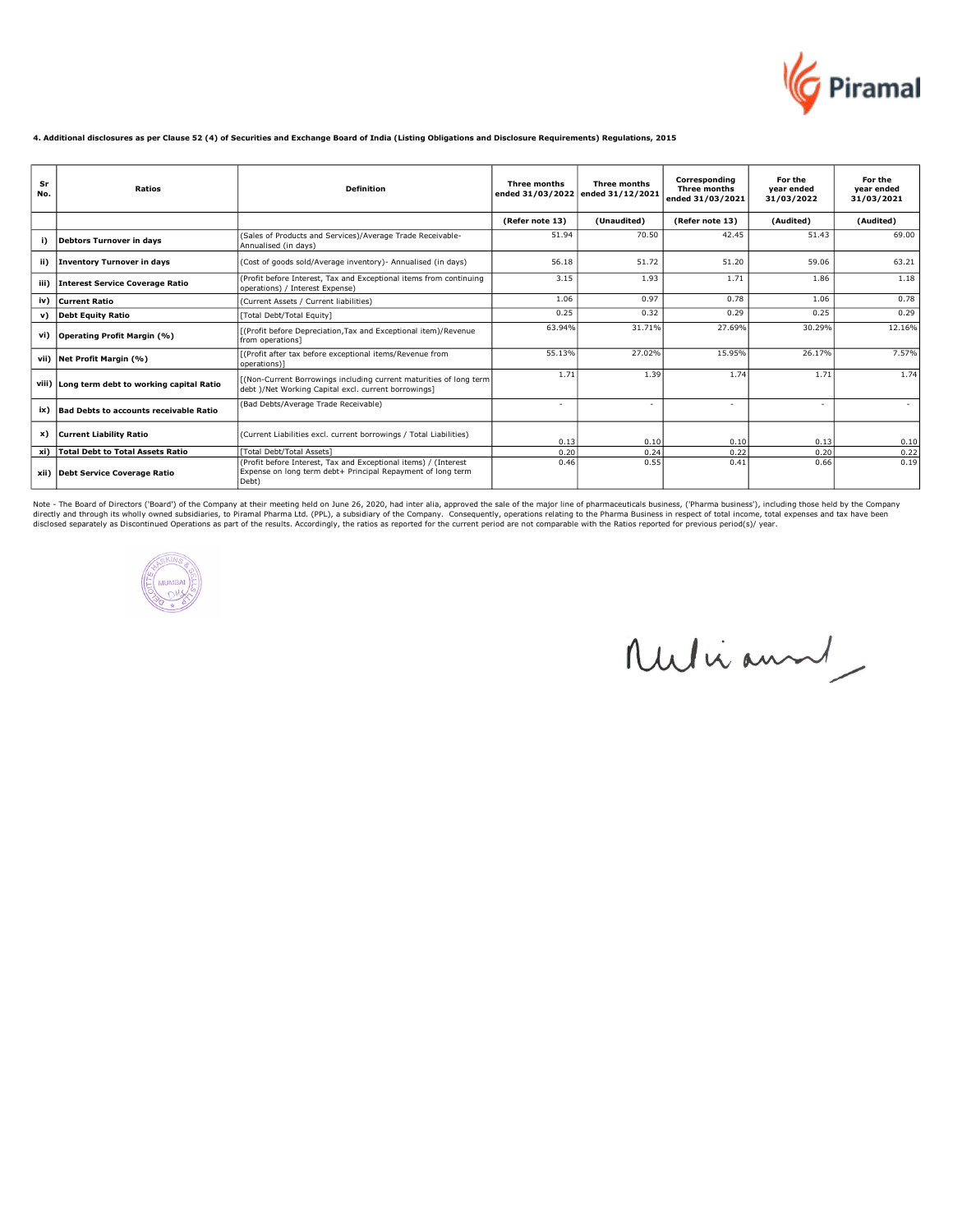**4. Additional disclosures as per Clause 52 (4) of Securities and Exchange Board of India (Listing Obligations and Disclosure Requirements) Regulations, 2015**

| Sr No. | Ratios | Definition | Three months ended 31/03/2022 | Three months ended 31/12/2021 | Corresponding Three months ended 31/03/2021 | For the year ended 31/03/2022 | For the year ended 31/03/2021 |
|---|---|---|---|---|---|---|---|
| | | | (Refer note 13) | (Unaudited) | (Refer note 13) | (Audited) | (Audited) |
| i) | **Debtors Turnover in days** | (Sales of Products and Services)/Average Trade Receivable- Annualised (in days) | 51.94 | 70.50 | 42.45 | 51.43 | 69.00 |
| ii) | **Inventory Turnover in days** | (Cost of goods sold/Average inventory)- Annualised (in days) | 56.18 | 51.72 | 51.20 | 59.06 | 63.21 |
| iii) | **Interest Service Coverage Ratio** | (Profit before Interest, Tax and Exceptional items from continuing operations) / Interest Expense) | 3.15 | 1.93 | 1.71 | 1.86 | 1.18 |
| iv) | **Current Ratio** | (Current Assets / Current liabilities) | 1.06 | 0.97 | 0.78 | 1.06 | 0.78 |
| v) | **Debt Equity Ratio** | [Total Debt/Total Equity] | 0.25 | 0.32 | 0.29 | 0.25 | 0.29 |
| vi) | **Operating Profit Margin (%)** | [(Profit before Depreciation,Tax and Exceptional item)/Revenue from operations] | 63.94% | 31.71% | 27.69% | 30.29% | 12.16% |
| vii) | **Net Profit Margin (%)** | [(Profit after tax before exceptional items/Revenue from operations)] | 55.13% | 27.02% | 15.95% | 26.17% | 7.57% |
| viii) | **Long term debt to working capital Ratio** | [(Non-Current Borrowings including current maturities of long term debt )/Net Working Capital excl. current borrowings] | 1.71 | 1.39 | 1.74 | 1.71 | 1.74 |
| ix) | **Bad Debts to accounts receivable Ratio** | (Bad Debts/Average Trade Receivable) | - | - | - | - | - |
| x) | **Current Liability Ratio** | (Current Liabilities excl. current borrowings / Total Liabilities) | 0.13 | 0.10 | 0.10 | 0.13 | 0.10 |
| xi) | **Total Debt to Total Assets Ratio** | [Total Debt/Total Assets] | 0.20 | 0.24 | 0.22 | 0.20 | 0.22 |
| xii) | **Debt Service Coverage Ratio** | (Profit before Interest, Tax and Exceptional items) / (Interest Expense on long term debt+ Principal Repayment of long term Debt) | 0.46 | 0.55 | 0.41 | 0.66 | 0.19 |

Note - The Board of Directors ('Board') of the Company at their meeting held on June 26, 2020, had inter alia, approved the sale of the major line of pharmaceuticals business, ('Pharma business'), including those held by the Company directly and through its wholly owned subsidiaries, to Piramal Pharma Ltd. (PPL), a subsidiary of the Company. Consequently, operations relating to the Pharma Business in respect of total income, total expenses and tax have been disclosed separately as Discontinued Operations as part of the results. Accordingly, the ratios as reported for the current period are not comparable with the Ratios reported for previous period(s)/ year.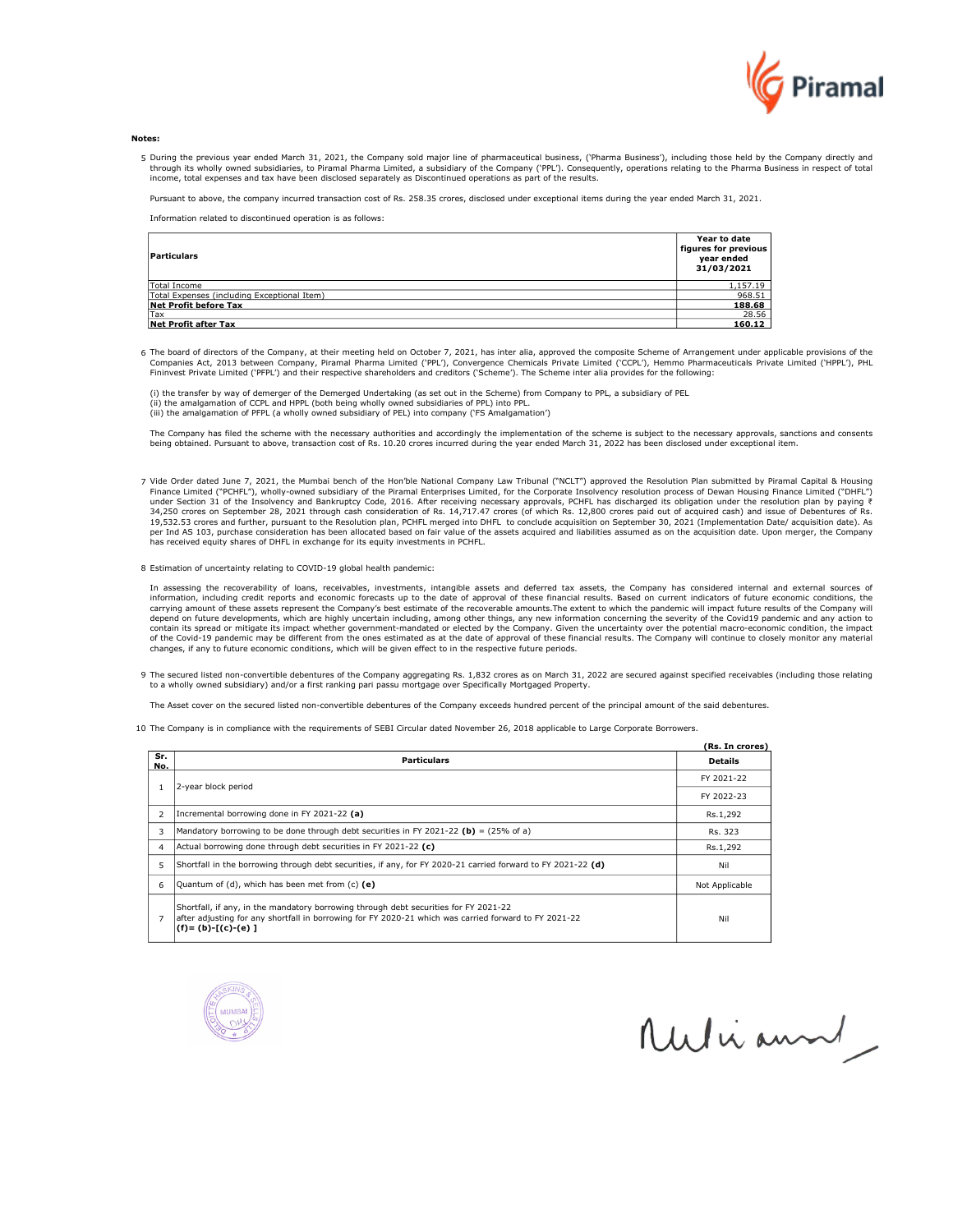**Notes:**

5 During the previous year ended March 31, 2021, the Company sold major line of pharmaceutical business, ('Pharma Business'), including those held by the Company directly and through its wholly owned subsidiaries, to Piramal Pharma Limited, a subsidiary of the Company ('PPL'). Consequently, operations relating to the Pharma Business in respect of total income, total expenses and tax have been disclosed separately as Discontinued operations as part of the results.

Pursuant to above, the company incurred transaction cost of Rs. 258.35 crores, disclosed under exceptional items during the year ended March 31, 2021.

Information related to discontinued operation is as follows:

| Particulars | Year to date figures for previous year ended 31/03/2021 |
|---|---|
| Total Income | 1,157.19 |
| Total Expenses (including Exceptional Item) | 968.51 |
| **Net Profit before Tax** | **188.68** |
| Tax | 28.56 |
| **Net Profit after Tax** | **160.12** |

6 The board of directors of the Company, at their meeting held on October 7, 2021, has inter alia, approved the composite Scheme of Arrangement under applicable provisions of the Companies Act, 2013 between Company, Piramal Pharma Limited ('PPL'), Convergence Chemicals Private Limited ('CCPL'), Hemmo Pharmaceuticals Private Limited ('HPPL'), PHL Fininvest Private Limited ('PFPL') and their respective shareholders and creditors ('Scheme'). The Scheme inter alia provides for the following:

(i) the transfer by way of demerger of the Demerged Undertaking (as set out in the Scheme) from Company to PPL, a subsidiary of PEL
(ii) the amalgamation of CCPL and HPPL (both being wholly owned subsidiaries of PPL) into PPL.
(iii) the amalgamation of PFPL (a wholly owned subsidiary of PEL) into company ('FS Amalgamation')

The Company has filed the scheme with the necessary authorities and accordingly the implementation of the scheme is subject to the necessary approvals, sanctions and consents being obtained. Pursuant to above, transaction cost of Rs. 10.20 crores incurred during the year ended March 31, 2022 has been disclosed under exceptional item.

7 Vide Order dated June 7, 2021, the Mumbai bench of the Hon'ble National Company Law Tribunal ("NCLT") approved the Resolution Plan submitted by Piramal Capital & Housing Finance Limited ("PCHFL"), wholly-owned subsidiary of the Piramal Enterprises Limited, for the Corporate Insolvency resolution process of Dewan Housing Finance Limited ("DHFL") under Section 31 of the Insolvency and Bankruptcy Code, 2016. After receiving necessary approvals, PCHFL has discharged its obligation under the resolution plan by paying ₹ 34,250 crores on September 28, 2021 through cash consideration of Rs. 14,717.47 crores (of which Rs. 12,800 crores paid out of acquired cash) and issue of Debentures of Rs. 19,532.53 crores and further, pursuant to the Resolution plan, PCHFL merged into DHFL to conclude acquisition on September 30, 2021 (Implementation Date/ acquisition date). As per Ind AS 103, purchase consideration has been allocated based on fair value of the assets acquired and liabilities assumed as on the acquisition date. Upon merger, the Company has received equity shares of DHFL in exchange for its equity investments in PCHFL.

8 Estimation of uncertainty relating to COVID-19 global health pandemic:

In assessing the recoverability of loans, receivables, investments, intangible assets and deferred tax assets, the Company has considered internal and external sources of information, including credit reports and economic forecasts up to the date of approval of these financial results. Based on current indicators of future economic conditions, the carrying amount of these assets represent the Company's best estimate of the recoverable amounts.The extent to which the pandemic will impact future results of the Company will depend on future developments, which are highly uncertain including, among other things, any new information concerning the severity of the Covid19 pandemic and any action to contain its spread or mitigate its impact whether government-mandated or elected by the Company. Given the uncertainty over the potential macro-economic condition, the impact of the Covid-19 pandemic may be different from the ones estimated as at the date of approval of these financial results. The Company will continue to closely monitor any material changes, if any to future economic conditions, which will be given effect to in the respective future periods.

9 The secured listed non-convertible debentures of the Company aggregating Rs. 1,832 crores as on March 31, 2022 are secured against specified receivables (including those relating to a wholly owned subsidiary) and/or a first ranking pari passu mortgage over Specifically Mortgaged Property.

The Asset cover on the secured listed non-convertible debentures of the Company exceeds hundred percent of the principal amount of the said debentures.

10 The Company is in compliance with the requirements of SEBI Circular dated November 26, 2018 applicable to Large Corporate Borrowers.

**(Rs. In crores)**

| Sr. No. | Particulars | Details |
|---|---|---|
| 1 | 2-year block period | FY 2021-22 |
| | | FY 2022-23 |
| 2 | Incremental borrowing done in FY 2021-22 **(a)** | Rs.1,292 |
| 3 | Mandatory borrowing to be done through debt securities in FY 2021-22 **(b)** = (25% of a) | Rs. 323 |
| 4 | Actual borrowing done through debt securities in FY 2021-22 **(c)** | Rs.1,292 |
| 5 | Shortfall in the borrowing through debt securities, if any, for FY 2020-21 carried forward to FY 2021-22 **(d)** | Nil |
| 6 | Quantum of (d), which has been met from (c) **(e)** | Not Applicable |
| 7 | Shortfall, if any, in the mandatory borrowing through debt securities for FY 2021-22 after adjusting for any shortfall in borrowing for FY 2020-21 which was carried forward to FY 2021-22 **(f)= (b)-[(c)-(e) ]** | Nil |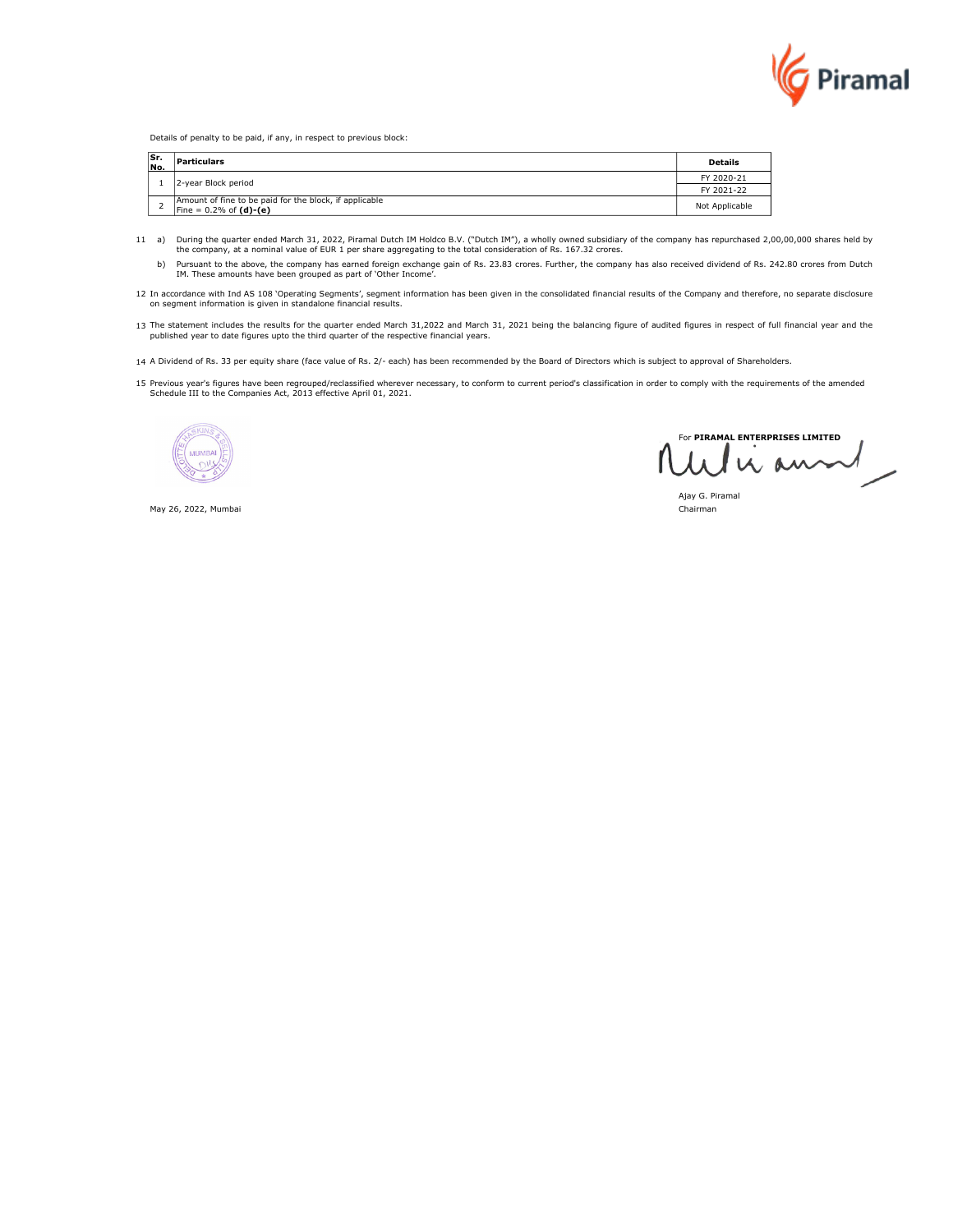Details of penalty to be paid, if any, in respect to previous block:

| Sr. No. | Particulars | Details |
|---|---|---|
| 1 | 2-year Block period | FY 2020-21 |
| | | FY 2021-22 |
| 2 | Amount of fine to be paid for the block, if applicable<br>Fine = 0.2% of **(d)-(e)** | Not Applicable |

11 a) During the quarter ended March 31, 2022, Piramal Dutch IM Holdco B.V. ("Dutch IM"), a wholly owned subsidiary of the company has repurchased 2,00,00,000 shares held by the company, at a nominal value of EUR 1 per share aggregating to the total consideration of Rs. 167.32 crores.

b) Pursuant to the above, the company has earned foreign exchange gain of Rs. 23.83 crores. Further, the company has also received dividend of Rs. 242.80 crores from Dutch IM. These amounts have been grouped as part of 'Other Income'.

12 In accordance with Ind AS 108 'Operating Segments', segment information has been given in the consolidated financial results of the Company and therefore, no separate disclosure on segment information is given in standalone financial results.

13 The statement includes the results for the quarter ended March 31,2022 and March 31, 2021 being the balancing figure of audited figures in respect of full financial year and the published year to date figures upto the third quarter of the respective financial years.

14 A Dividend of Rs. 33 per equity share (face value of Rs. 2/- each) has been recommended by the Board of Directors which is subject to approval of Shareholders.

15 Previous year's figures have been regrouped/reclassified wherever necessary, to conform to current period's classification in order to comply with the requirements of the amended Schedule III to the Companies Act, 2013 effective April 01, 2021.

For **PIRAMAL ENTERPRISES LIMITED**

Ajay G. Piramal
Chairman

May 26, 2022, Mumbai